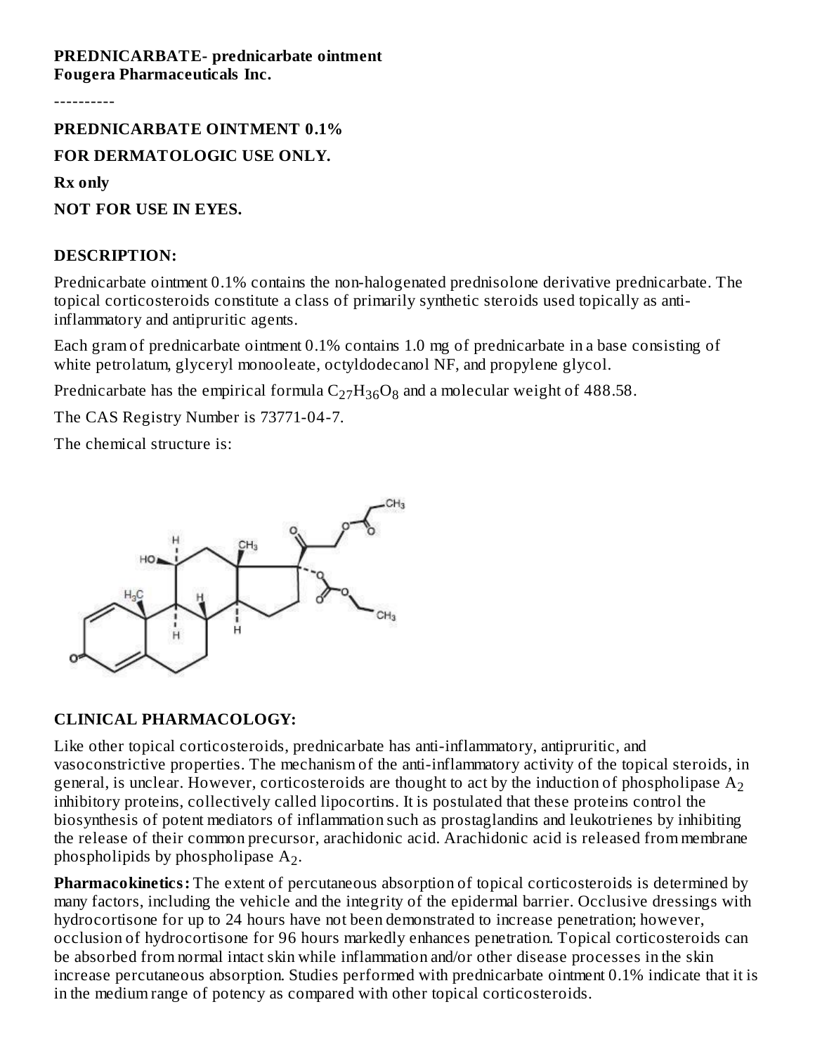**PREDNICARBATE- prednicarbate ointment**
**Fougera Pharmaceuticals Inc.**

----------

**PREDNICARBATE OINTMENT 0.1%**

**FOR DERMATOLOGIC USE ONLY.**

**Rx only**

**NOT FOR USE IN EYES.**

## DESCRIPTION:

Prednicarbate ointment 0.1% contains the non-halogenated prednisolone derivative prednicarbate. The topical corticosteroids constitute a class of primarily synthetic steroids used topically as anti-inflammatory and antipruritic agents.

Each gram of prednicarbate ointment 0.1% contains 1.0 mg of prednicarbate in a base consisting of white petrolatum, glyceryl monooleate, octyldodecanol NF, and propylene glycol.

Prednicarbate has the empirical formula $C_{27}H_{36}O_8$ and a molecular weight of 488.58.

The CAS Registry Number is 73771-04-7.

The chemical structure is:

## CLINICAL PHARMACOLOGY:

Like other topical corticosteroids, prednicarbate has anti-inflammatory, antipruritic, and vasoconstrictive properties. The mechanism of the anti-inflammatory activity of the topical steroids, in general, is unclear. However, corticosteroids are thought to act by the induction of phospholipase $A_2$ inhibitory proteins, collectively called lipocortins. It is postulated that these proteins control the biosynthesis of potent mediators of inflammation such as prostaglandins and leukotrienes by inhibiting the release of their common precursor, arachidonic acid. Arachidonic acid is released from membrane phospholipids by phospholipase $A_2$.

**Pharmacokinetics:** The extent of percutaneous absorption of topical corticosteroids is determined by many factors, including the vehicle and the integrity of the epidermal barrier. Occlusive dressings with hydrocortisone for up to 24 hours have not been demonstrated to increase penetration; however, occlusion of hydrocortisone for 96 hours markedly enhances penetration. Topical corticosteroids can be absorbed from normal intact skin while inflammation and/or other disease processes in the skin increase percutaneous absorption. Studies performed with prednicarbate ointment 0.1% indicate that it is in the medium range of potency as compared with other topical corticosteroids.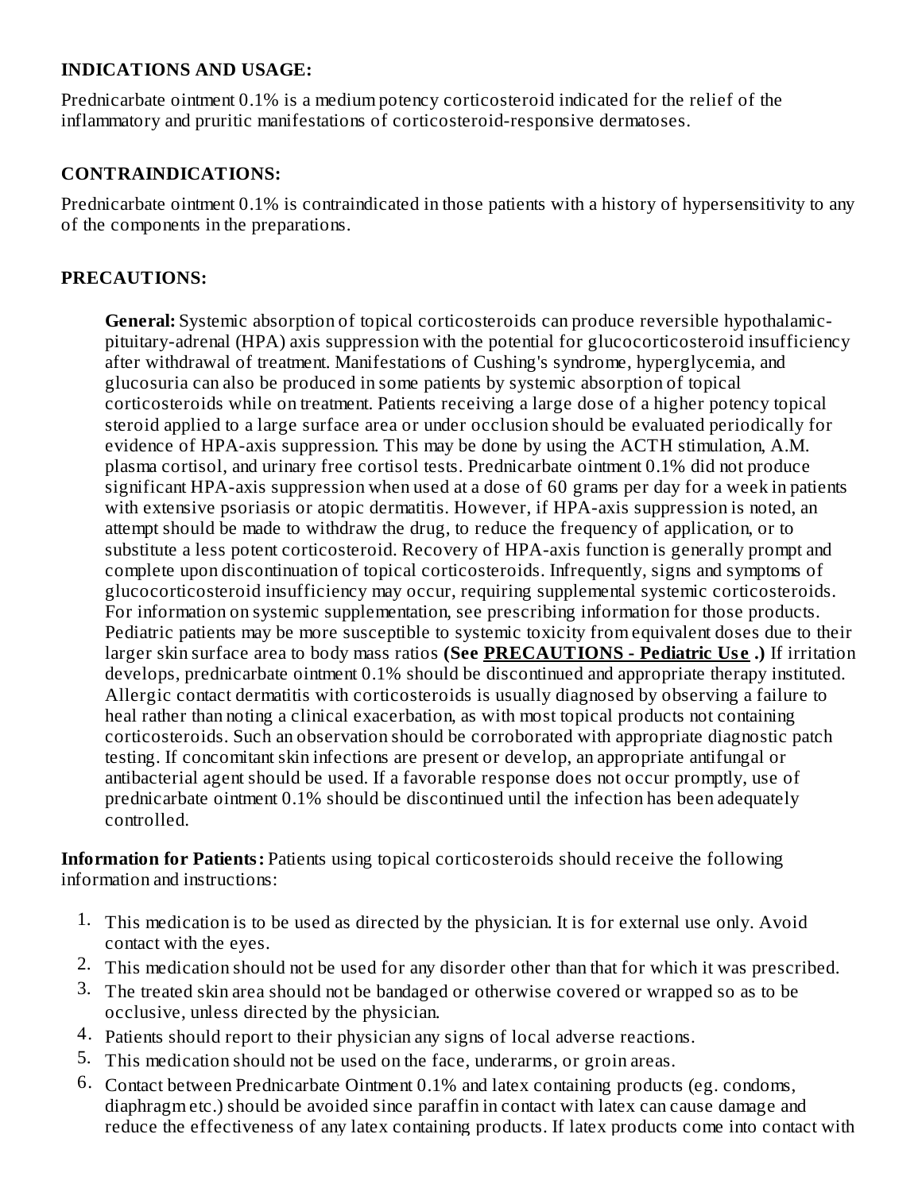## INDICATIONS AND USAGE:

Prednicarbate ointment 0.1% is a medium potency corticosteroid indicated for the relief of the inflammatory and pruritic manifestations of corticosteroid-responsive dermatoses.

## CONTRAINDICATIONS:

Prednicarbate ointment 0.1% is contraindicated in those patients with a history of hypersensitivity to any of the components in the preparations.

## PRECAUTIONS:

**General:** Systemic absorption of topical corticosteroids can produce reversible hypothalamic-pituitary-adrenal (HPA) axis suppression with the potential for glucocorticosteroid insufficiency after withdrawal of treatment. Manifestations of Cushing's syndrome, hyperglycemia, and glucosuria can also be produced in some patients by systemic absorption of topical corticosteroids while on treatment. Patients receiving a large dose of a higher potency topical steroid applied to a large surface area or under occlusion should be evaluated periodically for evidence of HPA-axis suppression. This may be done by using the ACTH stimulation, A.M. plasma cortisol, and urinary free cortisol tests. Prednicarbate ointment 0.1% did not produce significant HPA-axis suppression when used at a dose of 60 grams per day for a week in patients with extensive psoriasis or atopic dermatitis. However, if HPA-axis suppression is noted, an attempt should be made to withdraw the drug, to reduce the frequency of application, or to substitute a less potent corticosteroid. Recovery of HPA-axis function is generally prompt and complete upon discontinuation of topical corticosteroids. Infrequently, signs and symptoms of glucocorticosteroid insufficiency may occur, requiring supplemental systemic corticosteroids. For information on systemic supplementation, see prescribing information for those products. Pediatric patients may be more susceptible to systemic toxicity from equivalent doses due to their larger skin surface area to body mass ratios **(See PRECAUTIONS - Pediatric Use .)** If irritation develops, prednicarbate ointment 0.1% should be discontinued and appropriate therapy instituted. Allergic contact dermatitis with corticosteroids is usually diagnosed by observing a failure to heal rather than noting a clinical exacerbation, as with most topical products not containing corticosteroids. Such an observation should be corroborated with appropriate diagnostic patch testing. If concomitant skin infections are present or develop, an appropriate antifungal or antibacterial agent should be used. If a favorable response does not occur promptly, use of prednicarbate ointment 0.1% should be discontinued until the infection has been adequately controlled.

**Information for Patients:** Patients using topical corticosteroids should receive the following information and instructions:

1. This medication is to be used as directed by the physician. It is for external use only. Avoid contact with the eyes.
2. This medication should not be used for any disorder other than that for which it was prescribed.
3. The treated skin area should not be bandaged or otherwise covered or wrapped so as to be occlusive, unless directed by the physician.
4. Patients should report to their physician any signs of local adverse reactions.
5. This medication should not be used on the face, underarms, or groin areas.
6. Contact between Prednicarbate Ointment 0.1% and latex containing products (eg. condoms, diaphragm etc.) should be avoided since paraffin in contact with latex can cause damage and reduce the effectiveness of any latex containing products. If latex products come into contact with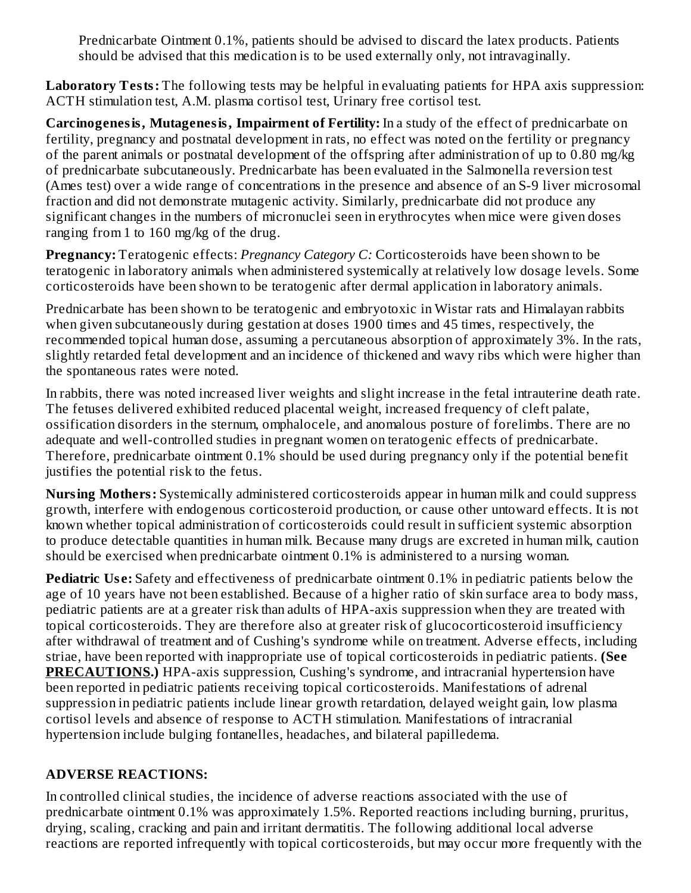Prednicarbate Ointment 0.1%, patients should be advised to discard the latex products. Patients should be advised that this medication is to be used externally only, not intravaginally.

**Laboratory Tests:** The following tests may be helpful in evaluating patients for HPA axis suppression: ACTH stimulation test, A.M. plasma cortisol test, Urinary free cortisol test.

**Carcinogenesis, Mutagenesis, Impairment of Fertility:** In a study of the effect of prednicarbate on fertility, pregnancy and postnatal development in rats, no effect was noted on the fertility or pregnancy of the parent animals or postnatal development of the offspring after administration of up to 0.80 mg/kg of prednicarbate subcutaneously. Prednicarbate has been evaluated in the Salmonella reversion test (Ames test) over a wide range of concentrations in the presence and absence of an S-9 liver microsomal fraction and did not demonstrate mutagenic activity. Similarly, prednicarbate did not produce any significant changes in the numbers of micronuclei seen in erythrocytes when mice were given doses ranging from 1 to 160 mg/kg of the drug.

**Pregnancy:** Teratogenic effects: *Pregnancy Category C:* Corticosteroids have been shown to be teratogenic in laboratory animals when administered systemically at relatively low dosage levels. Some corticosteroids have been shown to be teratogenic after dermal application in laboratory animals.

Prednicarbate has been shown to be teratogenic and embryotoxic in Wistar rats and Himalayan rabbits when given subcutaneously during gestation at doses 1900 times and 45 times, respectively, the recommended topical human dose, assuming a percutaneous absorption of approximately 3%. In the rats, slightly retarded fetal development and an incidence of thickened and wavy ribs which were higher than the spontaneous rates were noted.

In rabbits, there was noted increased liver weights and slight increase in the fetal intrauterine death rate. The fetuses delivered exhibited reduced placental weight, increased frequency of cleft palate, ossification disorders in the sternum, omphalocele, and anomalous posture of forelimbs. There are no adequate and well-controlled studies in pregnant women on teratogenic effects of prednicarbate. Therefore, prednicarbate ointment 0.1% should be used during pregnancy only if the potential benefit justifies the potential risk to the fetus.

**Nursing Mothers:** Systemically administered corticosteroids appear in human milk and could suppress growth, interfere with endogenous corticosteroid production, or cause other untoward effects. It is not known whether topical administration of corticosteroids could result in sufficient systemic absorption to produce detectable quantities in human milk. Because many drugs are excreted in human milk, caution should be exercised when prednicarbate ointment 0.1% is administered to a nursing woman.

**Pediatric Use:** Safety and effectiveness of prednicarbate ointment 0.1% in pediatric patients below the age of 10 years have not been established. Because of a higher ratio of skin surface area to body mass, pediatric patients are at a greater risk than adults of HPA-axis suppression when they are treated with topical corticosteroids. They are therefore also at greater risk of glucocorticosteroid insufficiency after withdrawal of treatment and of Cushing's syndrome while on treatment. Adverse effects, including striae, have been reported with inappropriate use of topical corticosteroids in pediatric patients. **(See PRECAUTIONS.)** HPA-axis suppression, Cushing's syndrome, and intracranial hypertension have been reported in pediatric patients receiving topical corticosteroids. Manifestations of adrenal suppression in pediatric patients include linear growth retardation, delayed weight gain, low plasma cortisol levels and absence of response to ACTH stimulation. Manifestations of intracranial hypertension include bulging fontanelles, headaches, and bilateral papilledema.

## ADVERSE REACTIONS:

In controlled clinical studies, the incidence of adverse reactions associated with the use of prednicarbate ointment 0.1% was approximately 1.5%. Reported reactions including burning, pruritus, drying, scaling, cracking and pain and irritant dermatitis. The following additional local adverse reactions are reported infrequently with topical corticosteroids, but may occur more frequently with the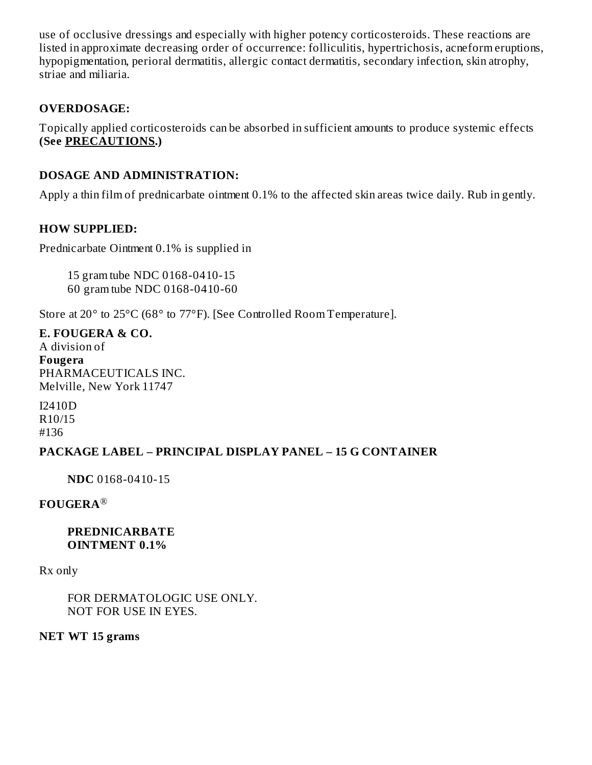use of occlusive dressings and especially with higher potency corticosteroids. These reactions are listed in approximate decreasing order of occurrence: folliculitis, hypertrichosis, acneform eruptions, hypopigmentation, perioral dermatitis, allergic contact dermatitis, secondary infection, skin atrophy, striae and miliaria.

## OVERDOSAGE:

Topically applied corticosteroids can be absorbed in sufficient amounts to produce systemic effects **(See PRECAUTIONS.)**

## DOSAGE AND ADMINISTRATION:

Apply a thin film of prednicarbate ointment 0.1% to the affected skin areas twice daily. Rub in gently.

## HOW SUPPLIED:

Prednicarbate Ointment 0.1% is supplied in

15 gram tube NDC 0168-0410-15
60 gram tube NDC 0168-0410-60

Store at 20° to 25°C (68° to 77°F). [See Controlled Room Temperature].

**E. FOUGERA & CO.**
A division of
**Fougera**
PHARMACEUTICALS INC.
Melville, New York 11747

I2410D
R10/15
#136

## PACKAGE LABEL – PRINCIPAL DISPLAY PANEL – 15 G CONTAINER

**NDC** 0168-0410-15

**FOUGERA®**

**PREDNICARBATE**
**OINTMENT 0.1%**

Rx only

FOR DERMATOLOGIC USE ONLY.
NOT FOR USE IN EYES.

**NET WT 15 grams**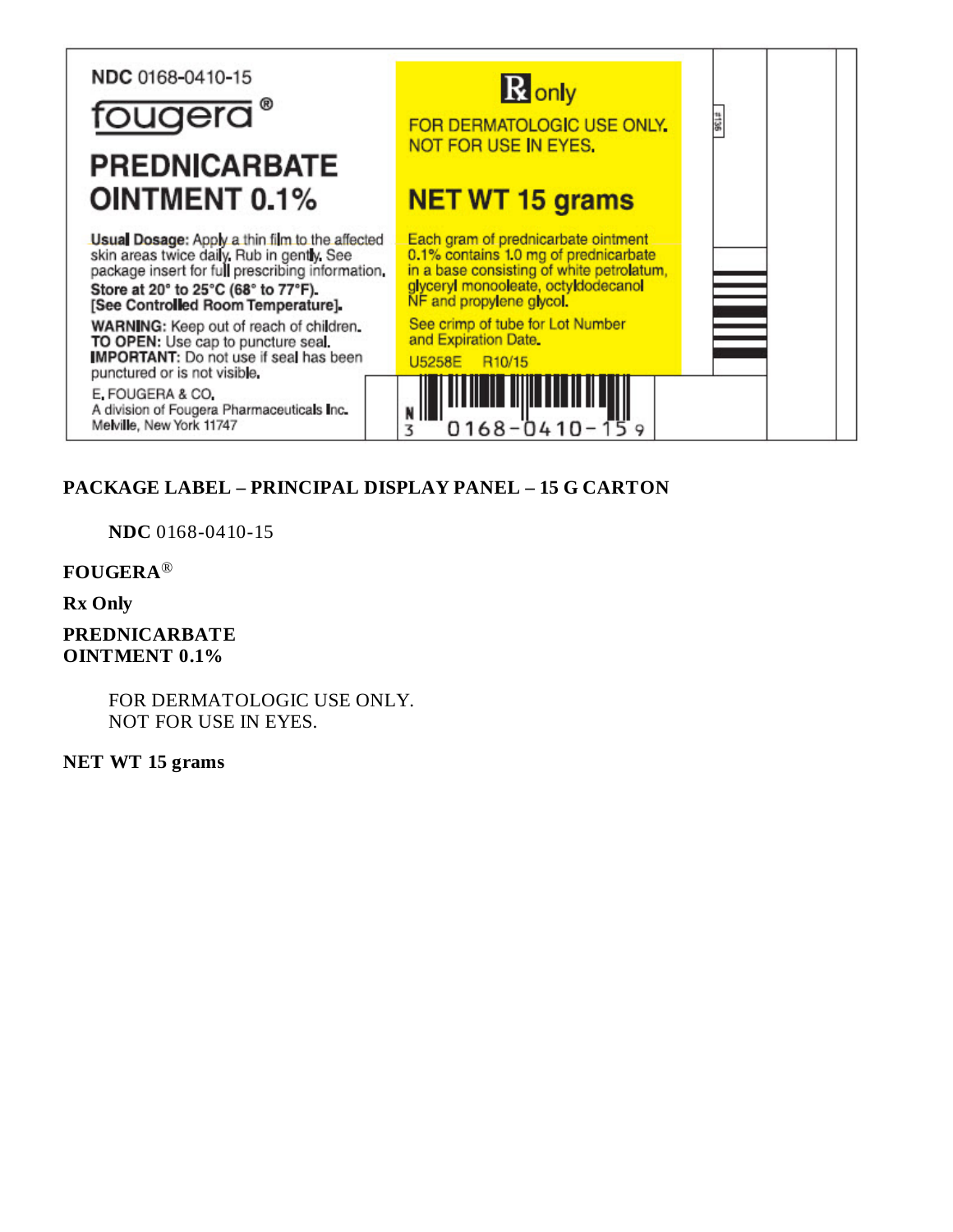NDC 0168-0410-15

fougera®

PREDNICARBATE OINTMENT 0.1%

**Usual Dosage:** Apply a thin film to the affected skin areas twice daily. Rub in gently. See package insert for full prescribing information.

**Store at 20° to 25°C (68° to 77°F). [See Controlled Room Temperature].**

**WARNING:** Keep out of reach of children.

**TO OPEN:** Use cap to puncture seal.

**IMPORTANT:** Do not use if seal has been punctured or is not visible.

E. FOUGERA & CO.
A division of Fougera Pharmaceuticals Inc.
Melville, New York 11747

℞ only

FOR DERMATOLOGIC USE ONLY.
NOT FOR USE IN EYES.

NET WT 15 grams

Each gram of prednicarbate ointment 0.1% contains 1.0 mg of prednicarbate in a base consisting of white petrolatum, glyceryl monooleate, octyldodecanol NF and propylene glycol.

See crimp of tube for Lot Number and Expiration Date.

U5258E R10/15

N 3 0168-0410-15 9

#136

## PACKAGE LABEL – PRINCIPAL DISPLAY PANEL – 15 G CARTON

**NDC** 0168-0410-15

**FOUGERA®**

**Rx Only**

**PREDNICARBATE OINTMENT 0.1%**

FOR DERMATOLOGIC USE ONLY.
NOT FOR USE IN EYES.

**NET WT 15 grams**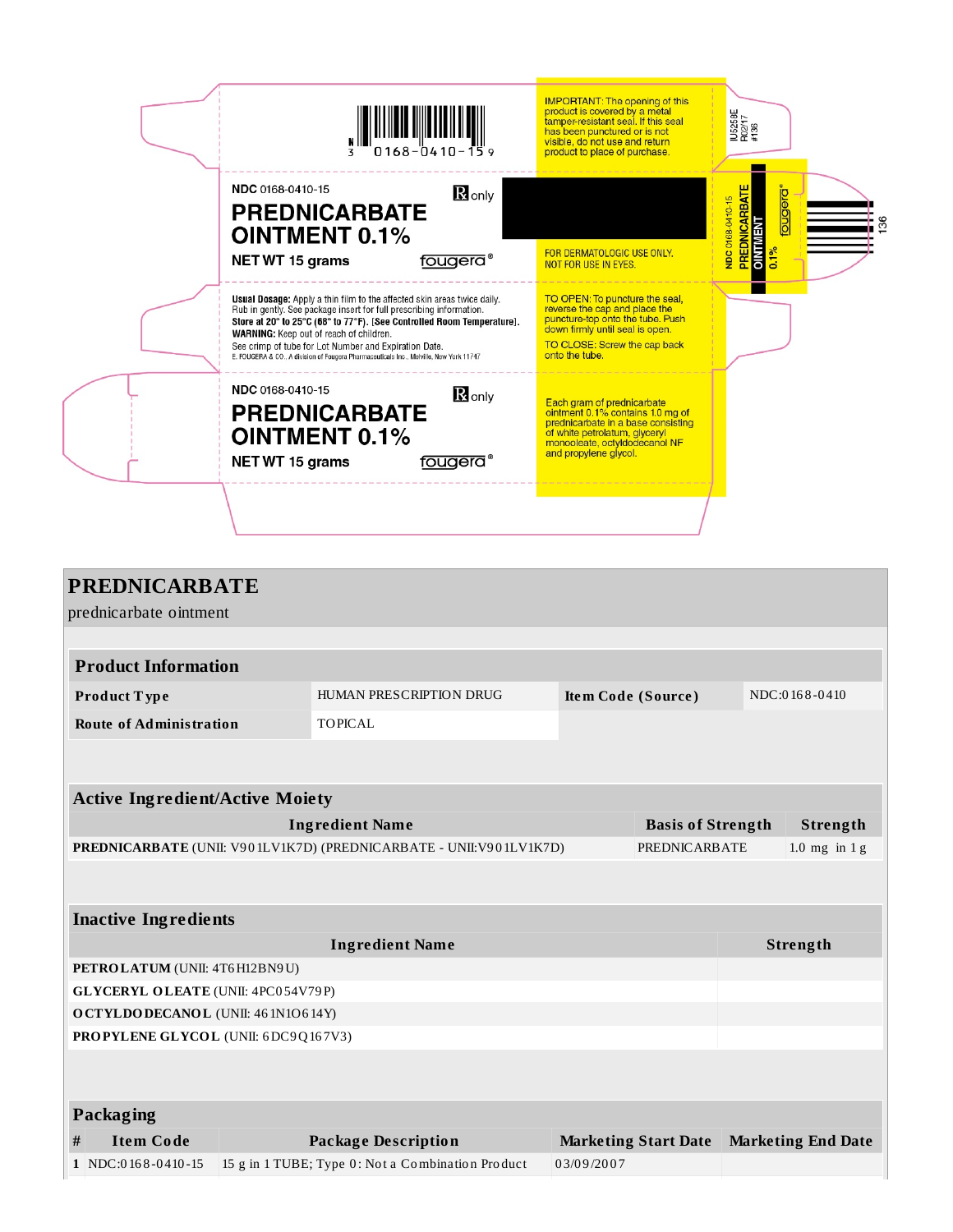NDC 0168-0410-15

℞ only

**PREDNICARBATE OINTMENT 0.1%**

NET WT 15 grams

fougera®

IMPORTANT: The opening of this product is covered by a metal tamper-resistant seal. If this seal has been punctured or is not visible, do not use and return product to place of purchase.

FOR DERMATOLOGIC USE ONLY. NOT FOR USE IN EYES.

**Usual Dosage:** Apply a thin film to the affected skin areas twice daily. Rub in gently. See package insert for full prescribing information.
**Store at 20° to 25°C (68° to 77°F). [See Controlled Room Temperature].**
**WARNING:** Keep out of reach of children.
See crimp of tube for Lot Number and Expiration Date.
E. FOUGERA & CO., A division of Fougera Pharmaceuticals Inc., Melville, New York 11747

TO OPEN: To puncture the seal, reverse the cap and place the puncture-top onto the tube. Push down firmly until seal is open.

TO CLOSE: Screw the cap back onto the tube.

NDC 0168-0410-15

℞ only

**PREDNICARBATE OINTMENT 0.1%**

NET WT 15 grams

fougera®

Each gram of prednicarbate ointment 0.1% contains 1.0 mg of prednicarbate in a base consisting of white petrolatum, glyceryl monooleate, octyldodecanol NF and propylene glycol.

NDC 0168-0410-15 PREDNICARBATE OINTMENT 0.1% fougera®

IU5258E R02/17 #136

136

# PREDNICARBATE

prednicarbate ointment

| **Product Information** | | | |
|---|---|---|---|
| **Product Type** | HUMAN PRESCRIPTION DRUG | **Item Code (Source)** | NDC:0168-0410 |
| **Route of Administration** | TOPICAL | | |

| **Active Ingredient/Active Moiety** | | |
|---|---|---|
| **Ingredient Name** | **Basis of Strength** | **Strength** |
| **PREDNICARBATE** (UNII: V901LV1K7D) (PREDNICARBATE - UNII:V901LV1K7D) | PREDNICARBATE | 1.0 mg in 1 g |

| **Inactive Ingredients** | |
|---|---|
| **Ingredient Name** | **Strength** |
| **PETROLATUM** (UNII: 4T6H12BN9U) | |
| **GLYCERYL OLEATE** (UNII: 4PC054V79P) | |
| **OCTYLDODECANOL** (UNII: 461N1O614Y) | |
| **PROPYLENE GLYCOL** (UNII: 6DC9Q167V3) | |

| **Packaging** | | | | |
|---|---|---|---|---|
| **#** | **Item Code** | **Package Description** | **Marketing Start Date** | **Marketing End Date** |
| **1** | NDC:0168-0410-15 | 15 g in 1 TUBE; Type 0: Not a Combination Product | 03/09/2007 | |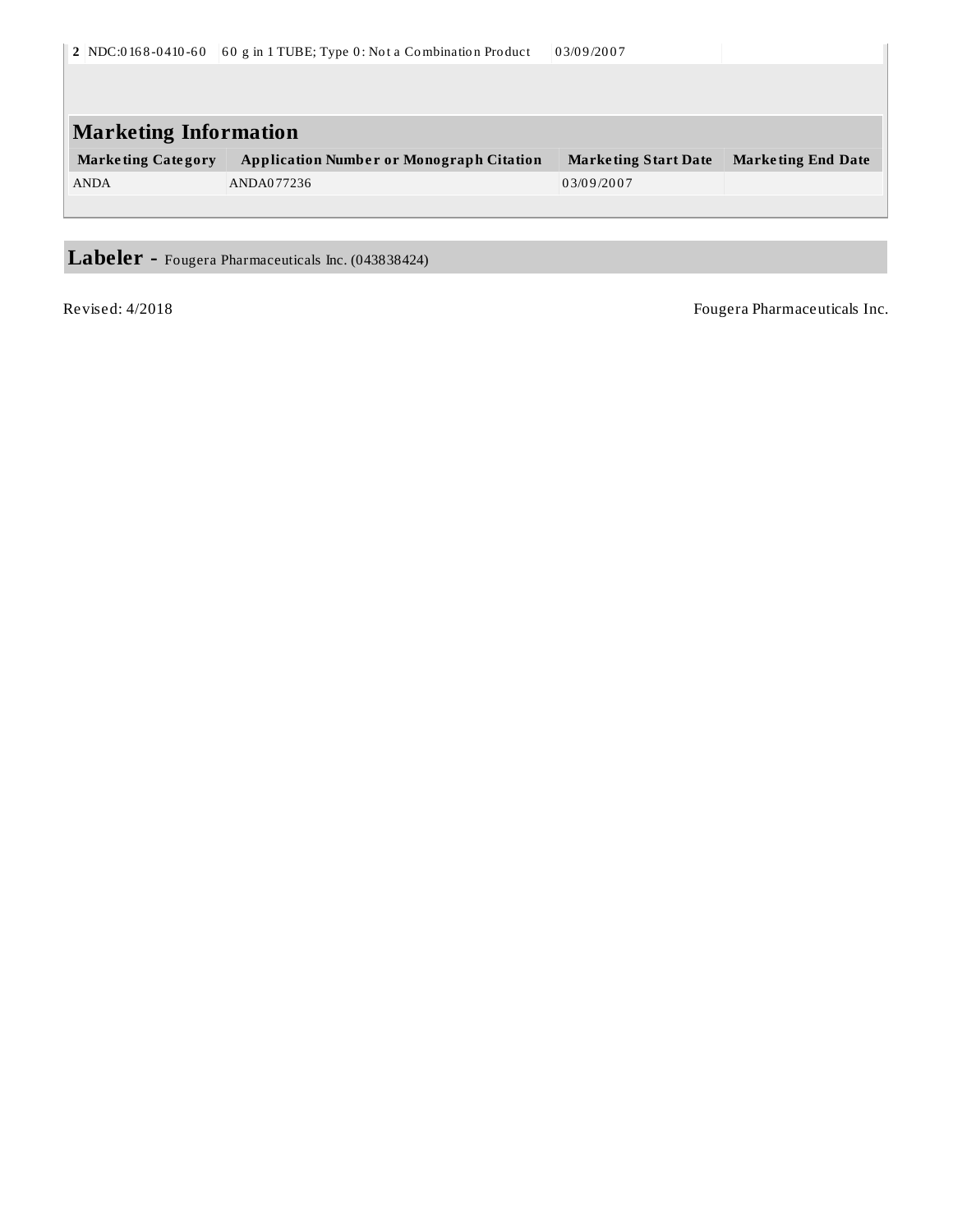| | | | | |
|---|---|---|---|---|
| 2 | NDC:0168-0410-60 | 60 g in 1 TUBE; Type 0: Not a Combination Product | 03/09/2007 | |

## Marketing Information

| Marketing Category | Application Number or Monograph Citation | Marketing Start Date | Marketing End Date |
|---|---|---|---|
| ANDA | ANDA077236 | 03/09/2007 | |

**Labeler -** Fougera Pharmaceuticals Inc. (043838424)

Revised: 4/2018

Fougera Pharmaceuticals Inc.